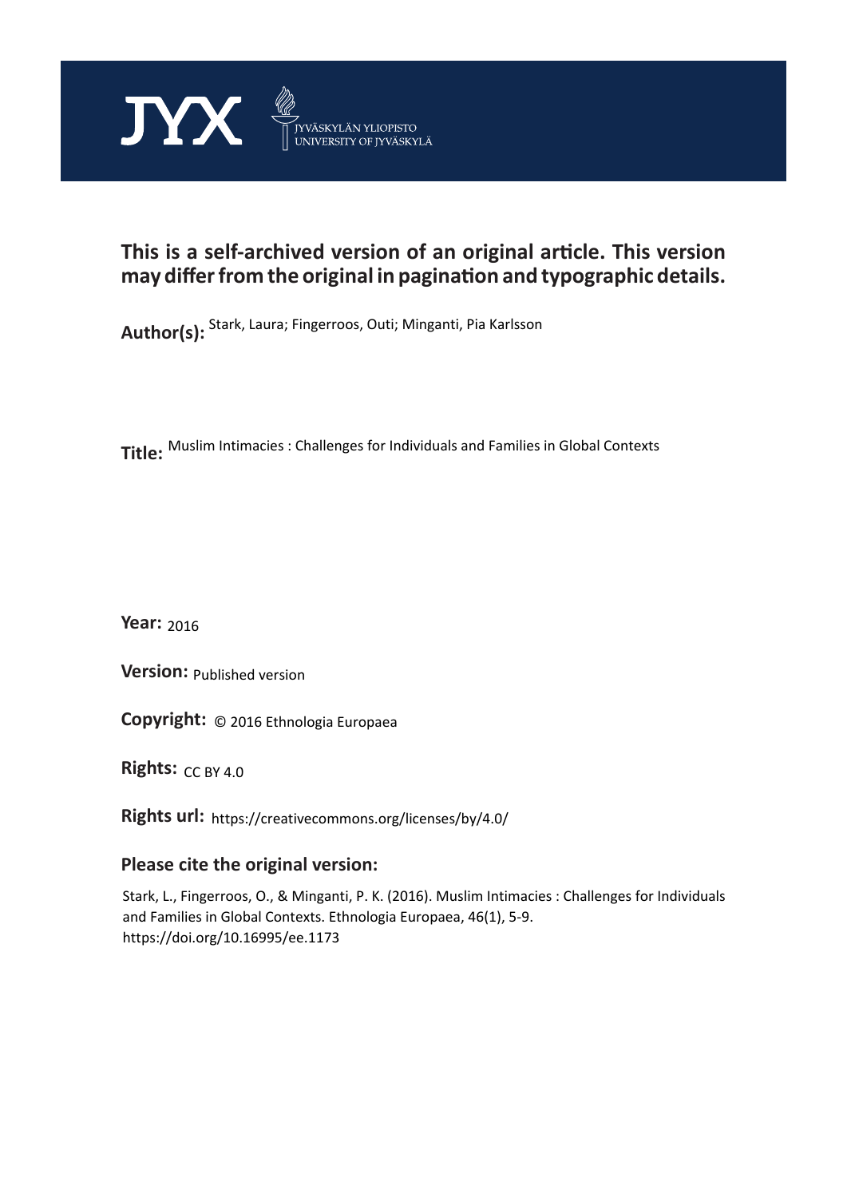JYX JYVÄSKYLÄN YLIOPISTO UNIVERSITY OF JYVÄSKYLÄ

# This is a self-archived version of an original article. This version may differ from the original in pagination and typographic details.

**Author(s):** Stark, Laura; Fingerroos, Outi; Minganti, Pia Karlsson

**Title:** Muslim Intimacies : Challenges for Individuals and Families in Global Contexts

**Year:** 2016

**Version:** Published version

**Copyright:** © 2016 Ethnologia Europaea

**Rights:** CC BY 4.0

**Rights url:** https://creativecommons.org/licenses/by/4.0/

## Please cite the original version:

Stark, L., Fingerroos, O., & Minganti, P. K. (2016). Muslim Intimacies : Challenges for Individuals and Families in Global Contexts. Ethnologia Europaea, 46(1), 5-9. https://doi.org/10.16995/ee.1173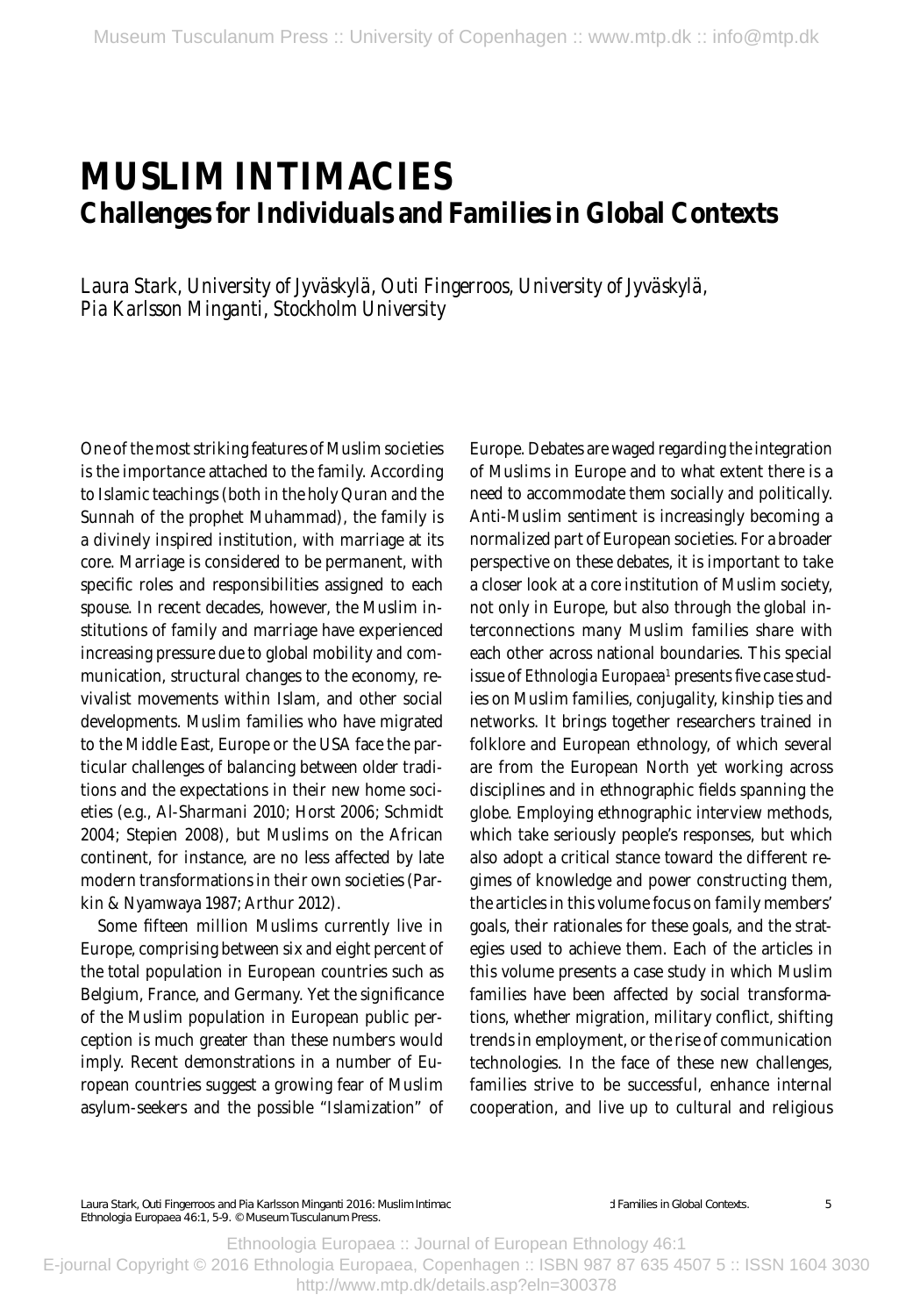# MUSLIM INTIMACIES

## Challenges for Individuals and Families in Global Contexts

*Laura Stark, University of Jyväskylä, Outi Fingerroos, University of Jyväskylä, Pia Karlsson Minganti, Stockholm University*

One of the most striking features of Muslim societies is the importance attached to the family. According to Islamic teachings (both in the holy Quran and the Sunnah of the prophet Muhammad), the family is a divinely inspired institution, with marriage at its core. Marriage is considered to be permanent, with specific roles and responsibilities assigned to each spouse. In recent decades, however, the Muslim institutions of family and marriage have experienced increasing pressure due to global mobility and communication, structural changes to the economy, revivalist movements within Islam, and other social developments. Muslim families who have migrated to the Middle East, Europe or the USA face the particular challenges of balancing between older traditions and the expectations in their new home societies (e.g., Al-Sharmani 2010; Horst 2006; Schmidt 2004; Stepien 2008), but Muslims on the African continent, for instance, are no less affected by late modern transformations in their own societies (Parkin & Nyamwaya 1987; Arthur 2012).

Some fifteen million Muslims currently live in Europe, comprising between six and eight percent of the total population in European countries such as Belgium, France, and Germany. Yet the significance of the Muslim population in European public perception is much greater than these numbers would imply. Recent demonstrations in a number of European countries suggest a growing fear of Muslim asylum-seekers and the possible "Islamization" of Europe. Debates are waged regarding the integration of Muslims in Europe and to what extent there is a need to accommodate them socially and politically. Anti-Muslim sentiment is increasingly becoming a normalized part of European societies. For a broader perspective on these debates, it is important to take a closer look at a core institution of Muslim society, not only in Europe, but also through the global interconnections many Muslim families share with each other across national boundaries. This special issue of *Ethnologia Europaea*[1] presents five case studies on Muslim families, conjugality, kinship ties and networks. It brings together researchers trained in folklore and European ethnology, of which several are from the European North yet working across disciplines and in ethnographic fields spanning the globe. Employing ethnographic interview methods, which take seriously people's responses, but which also adopt a critical stance toward the different regimes of knowledge and power constructing them, the articles in this volume focus on family members' goals, their rationales for these goals, and the strategies used to achieve them. Each of the articles in this volume presents a case study in which Muslim families have been affected by social transformations, whether migration, military conflict, shifting trends in employment, or the rise of communication technologies. In the face of these new challenges, families strive to be successful, enhance internal cooperation, and live up to cultural and religious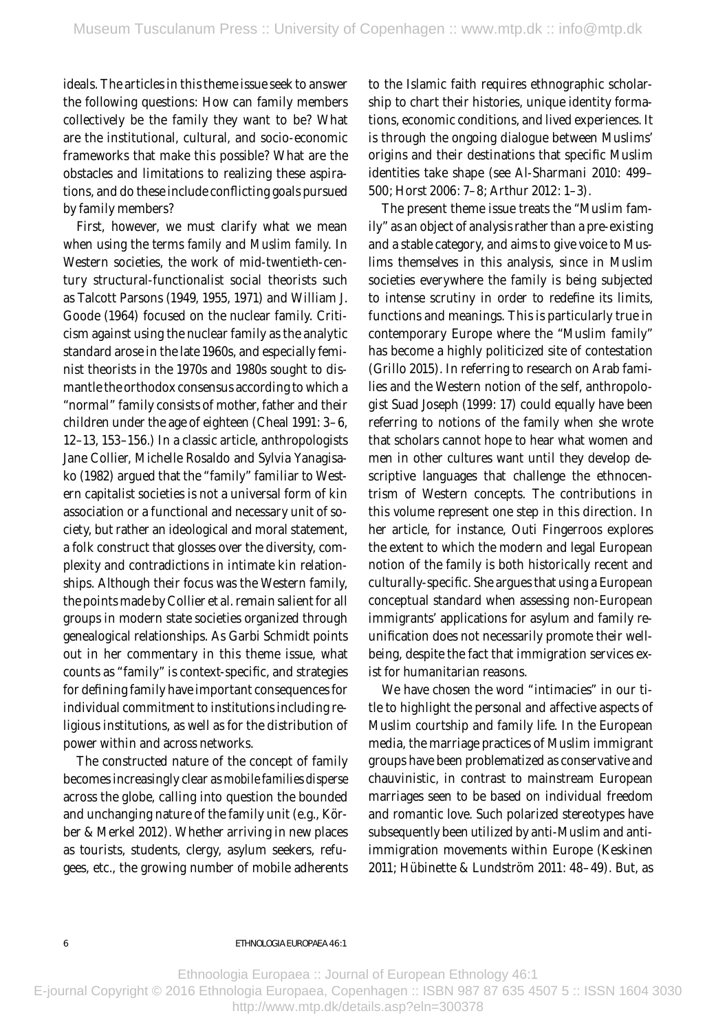ideals. The articles in this theme issue seek to answer the following questions: How can family members collectively be the family they want to be? What are the institutional, cultural, and socio-economic frameworks that make this possible? What are the obstacles and limitations to realizing these aspirations, and do these include conflicting goals pursued by family members?

First, however, we must clarify what we mean when using the terms *family* and *Muslim family*. In Western societies, the work of mid-twentieth-century structural-functionalist social theorists such as Talcott Parsons (1949, 1955, 1971) and William J. Goode (1964) focused on the nuclear family. Criticism against using the nuclear family as the analytic standard arose in the late 1960s, and especially feminist theorists in the 1970s and 1980s sought to dismantle the orthodox consensus according to which a "normal" family consists of mother, father and their children under the age of eighteen (Cheal 1991: 3–6, 12–13, 153–156.) In a classic article, anthropologists Jane Collier, Michelle Rosaldo and Sylvia Yanagisako (1982) argued that the "family" familiar to Western capitalist societies is not a universal form of kin association or a functional and necessary unit of society, but rather an ideological and moral statement, a folk construct that glosses over the diversity, complexity and contradictions in intimate kin relationships. Although their focus was the Western family, the points made by Collier et al. remain salient for all groups in modern state societies organized through genealogical relationships. As Garbi Schmidt points out in her commentary in this theme issue, what counts as "family" is context-specific, and strategies for defining family have important consequences for individual commitment to institutions including religious institutions, as well as for the distribution of power within and across networks.

The constructed nature of the concept of family becomes increasingly clear as *mobile families disperse* across the globe, calling into question the bounded and unchanging nature of the family unit (e.g., Körber & Merkel 2012). Whether arriving in new places as tourists, students, clergy, asylum seekers, refugees, etc., the growing number of mobile adherents to the Islamic faith requires ethnographic scholarship to chart their histories, unique identity formations, economic conditions, and lived experiences. It is through the ongoing dialogue between Muslims' origins and their destinations that specific Muslim identities take shape (see Al-Sharmani 2010: 499–500; Horst 2006: 7–8; Arthur 2012: 1–3).

The present theme issue treats the "Muslim family" as an object of analysis rather than a pre-existing and a stable category, and aims to give voice to Muslims themselves in this analysis, since in Muslim societies everywhere the family is being subjected to intense scrutiny in order to redefine its limits, functions and meanings. This is particularly true in contemporary Europe where the "Muslim family" has become a highly politicized site of contestation (Grillo 2015). In referring to research on Arab families and the Western notion of the self, anthropologist Suad Joseph (1999: 17) could equally have been referring to notions of the family when she wrote that scholars cannot hope to hear what women and men in other cultures want until they develop descriptive languages that challenge the ethnocentrism of Western concepts. The contributions in this volume represent one step in this direction. In her article, for instance, Outi Fingerroos explores the extent to which the modern and legal European notion of the family is both historically recent and culturally-specific. She argues that using a European conceptual standard when assessing non-European immigrants' applications for asylum and family reunification does not necessarily promote their well-being, despite the fact that immigration services exist for humanitarian reasons.

We have chosen the word "intimacies" in our title to highlight the personal and affective aspects of Muslim courtship and family life. In the European media, the marriage practices of Muslim immigrant groups have been problematized as conservative and chauvinistic, in contrast to mainstream European marriages seen to be based on individual freedom and romantic love. Such polarized stereotypes have subsequently been utilized by anti-Muslim and anti-immigration movements within Europe (Keskinen 2011; Hübinette & Lundström 2011: 48–49). But, as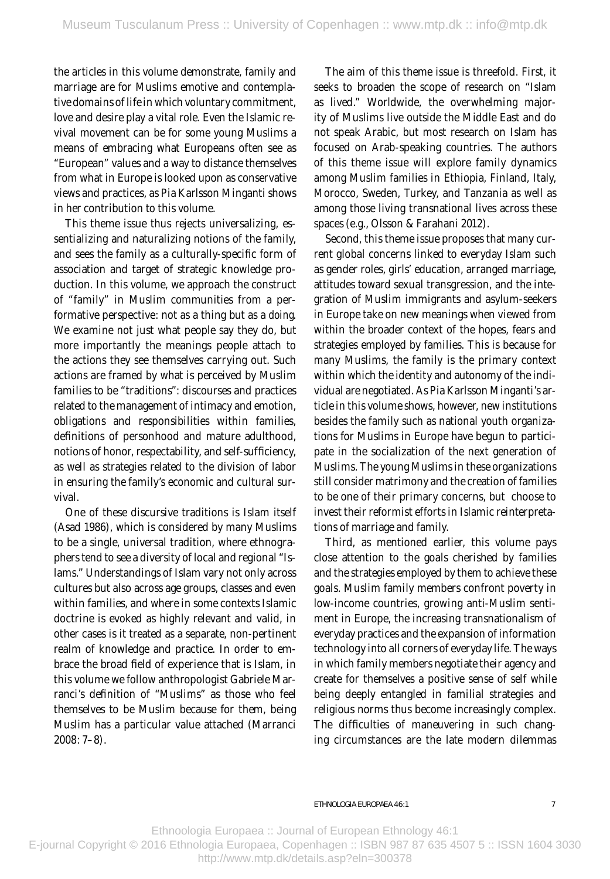the articles in this volume demonstrate, family and marriage are for Muslims emotive and contemplative domains of life in which voluntary commitment, love and desire play a vital role. Even the Islamic revival movement can be for some young Muslims a means of embracing what Europeans often see as "European" values and a way to distance themselves from what in Europe is looked upon as conservative views and practices, as Pia Karlsson Minganti shows in her contribution to this volume.

This theme issue thus rejects universalizing, essentializing and naturalizing notions of the family, and sees the family as a culturally-specific form of association and target of strategic knowledge production. In this volume, we approach the construct of "family" in Muslim communities from a performative perspective: not as a thing but as a *doing*. We examine not just what people say they do, but more importantly the meanings people attach to the actions they see themselves carrying out. Such actions are framed by what is perceived by Muslim families to be "traditions": discourses and practices related to the management of intimacy and emotion, obligations and responsibilities within families, definitions of personhood and mature adulthood, notions of honor, respectability, and self-sufficiency, as well as strategies related to the division of labor in ensuring the family's economic and cultural survival.

One of these discursive traditions is Islam itself (Asad 1986), which is considered by many Muslims to be a single, universal tradition, where ethnographers tend to see a diversity of local and regional "Islams." Understandings of Islam vary not only across cultures but also across age groups, classes and even within families, and where in some contexts Islamic doctrine is evoked as highly relevant and valid, in other cases is it treated as a separate, non-pertinent realm of knowledge and practice. In order to embrace the broad field of experience that is Islam, in this volume we follow anthropologist Gabriele Marranci's definition of "Muslims" as those who feel themselves to be Muslim because for them, being Muslim has a particular value attached (Marranci 2008: 7–8).

The aim of this theme issue is threefold. First, it seeks to broaden the scope of research on "Islam as lived." Worldwide, the overwhelming majority of Muslims live outside the Middle East and do not speak Arabic, but most research on Islam has focused on Arab-speaking countries. The authors of this theme issue will explore family dynamics among Muslim families in Ethiopia, Finland, Italy, Morocco, Sweden, Turkey, and Tanzania as well as among those living transnational lives across these spaces (e.g., Olsson & Farahani 2012).

Second, this theme issue proposes that many current global concerns linked to everyday Islam such as gender roles, girls' education, arranged marriage, attitudes toward sexual transgression, and the integration of Muslim immigrants and asylum-seekers in Europe take on new meanings when viewed from within the broader context of the hopes, fears and strategies employed by families. This is because for many Muslims, the family is the primary context within which the identity and autonomy of the individual are negotiated. As Pia Karlsson Minganti's article in this volume shows, however, new institutions besides the family such as national youth organizations for Muslims in Europe have begun to participate in the socialization of the next generation of Muslims. The young Muslims in these organizations still consider matrimony and the creation of families to be one of their primary concerns, but choose to invest their reformist efforts in Islamic reinterpretations of marriage and family.

Third, as mentioned earlier, this volume pays close attention to the goals cherished by families and the strategies employed by them to achieve these goals. Muslim family members confront poverty in low-income countries, growing anti-Muslim sentiment in Europe, the increasing transnationalism of everyday practices and the expansion of information technology into all corners of everyday life. The ways in which family members negotiate their agency and create for themselves a positive sense of self while being deeply entangled in familial strategies and religious norms thus become increasingly complex. The difficulties of maneuvering in such changing circumstances are the late modern dilemmas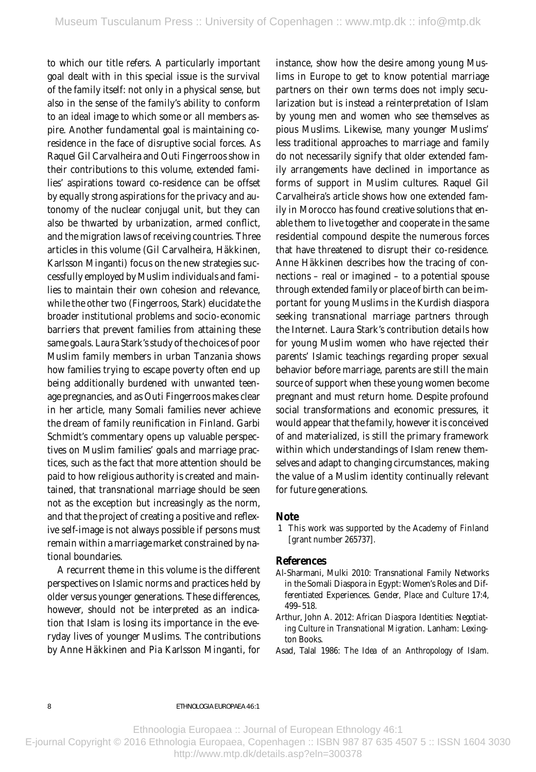to which our title refers. A particularly important goal dealt with in this special issue is the survival of the family itself: not only in a physical sense, but also in the sense of the family's ability to conform to an ideal image to which some or all members aspire. Another fundamental goal is maintaining co-residence in the face of disruptive social forces. As Raquel Gil Carvalheira and Outi Fingerroos show in their contributions to this volume, extended families' aspirations toward co-residence can be offset by equally strong aspirations for the privacy and autonomy of the nuclear conjugal unit, but they can also be thwarted by urbanization, armed conflict, and the migration laws of receiving countries. Three articles in this volume (Gil Carvalheira, Häkkinen, Karlsson Minganti) focus on the new strategies successfully employed by Muslim individuals and families to maintain their own cohesion and relevance, while the other two (Fingerroos, Stark) elucidate the broader institutional problems and socio-economic barriers that prevent families from attaining these same goals. Laura Stark's study of the choices of poor Muslim family members in urban Tanzania shows how families trying to escape poverty often end up being additionally burdened with unwanted teenage pregnancies, and as Outi Fingerroos makes clear in her article, many Somali families never achieve the dream of family reunification in Finland. Garbi Schmidt's commentary opens up valuable perspectives on Muslim families' goals and marriage practices, such as the fact that more attention should be paid to how religious authority is created and maintained, that transnational marriage should be seen not as the exception but increasingly as the norm, and that the project of creating a positive and reflexive self-image is not always possible if persons must remain within a marriage market constrained by national boundaries.

A recurrent theme in this volume is the different perspectives on Islamic norms and practices held by older versus younger generations. These differences, however, should not be interpreted as an indication that Islam is losing its importance in the everyday lives of younger Muslims. The contributions by Anne Häkkinen and Pia Karlsson Minganti, for instance, show how the desire among young Muslims in Europe to get to know potential marriage partners on their own terms does not imply secularization but is instead a reinterpretation of Islam by young men and women who see themselves as pious Muslims. Likewise, many younger Muslims' less traditional approaches to marriage and family do not necessarily signify that older extended family arrangements have declined in importance as forms of support in Muslim cultures. Raquel Gil Carvalheira's article shows how one extended family in Morocco has found creative solutions that enable them to live together and cooperate in the same residential compound despite the numerous forces that have threatened to disrupt their co-residence. Anne Häkkinen describes how the tracing of connections – real or imagined – to a potential spouse through extended family or place of birth can be important for young Muslims in the Kurdish diaspora seeking transnational marriage partners through the Internet. Laura Stark's contribution details how for young Muslim women who have rejected their parents' Islamic teachings regarding proper sexual behavior before marriage, parents are still the main source of support when these young women become pregnant and must return home. Despite profound social transformations and economic pressures, it would appear that the family, however it is conceived of and materialized, is still the primary framework within which understandings of Islam renew themselves and adapt to changing circumstances, making the value of a Muslim identity continually relevant for future generations.

## Note

1 This work was supported by the Academy of Finland [grant number 265737].

## References

Al-Sharmani, Mulki 2010: Transnational Family Networks in the Somali Diaspora in Egypt: Women's Roles and Differentiated Experiences. *Gender, Place and Culture* 17:4, 499–518.

Arthur, John A. 2012: *African Diaspora Identities: Negotiating Culture in Transnational Migration*. Lanham: Lexington Books.

Asad, Talal 1986: *The Idea of an Anthropology of Islam*.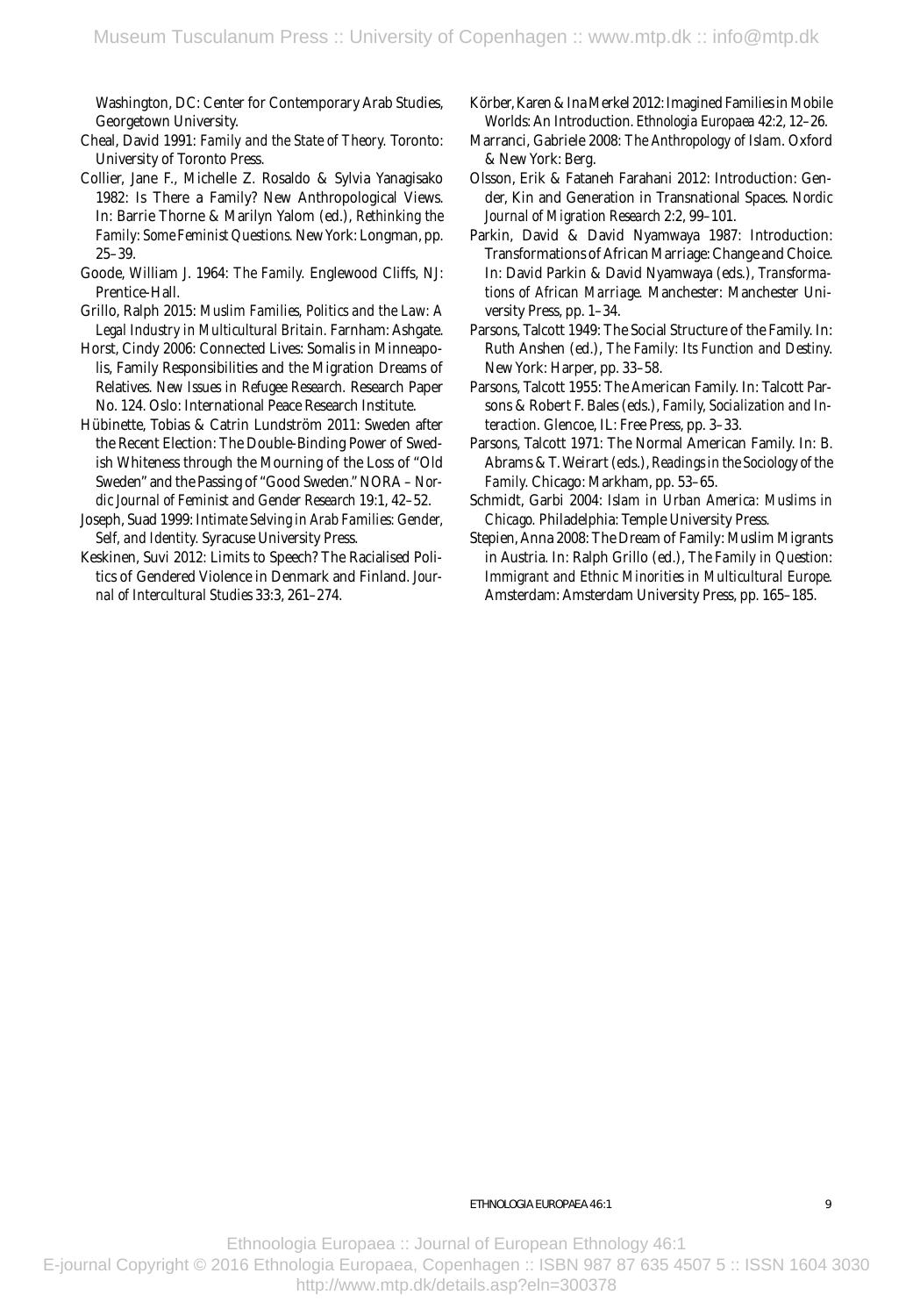Washington, DC: Center for Contemporary Arab Studies, Georgetown University.

Cheal, David 1991: *Family and the State of Theory.* Toronto: University of Toronto Press.

Collier, Jane F., Michelle Z. Rosaldo & Sylvia Yanagisako 1982: Is There a Family? New Anthropological Views. In: Barrie Thorne & Marilyn Yalom (ed.), *Rethinking the Family: Some Feminist Questions.* New York: Longman, pp. 25–39.

Goode, William J. 1964: *The Family.* Englewood Cliffs, NJ: Prentice-Hall.

Grillo, Ralph 2015: *Muslim Families, Politics and the Law: A Legal Industry in Multicultural Britain.* Farnham: Ashgate.

Horst, Cindy 2006: Connected Lives: Somalis in Minneapolis, Family Responsibilities and the Migration Dreams of Relatives. *New Issues in Refugee Research.* Research Paper No. 124. Oslo: International Peace Research Institute.

Hübinette, Tobias & Catrin Lundström 2011: Sweden after the Recent Election: The Double-Binding Power of Swedish Whiteness through the Mourning of the Loss of "Old Sweden" and the Passing of "Good Sweden." *NORA – Nordic Journal of Feminist and Gender Research* 19:1, 42–52.

Joseph, Suad 1999: *Intimate Selving in Arab Families: Gender, Self, and Identity.* Syracuse University Press.

Keskinen, Suvi 2012: Limits to Speech? The Racialised Politics of Gendered Violence in Denmark and Finland. *Journal of Intercultural Studies* 33:3, 261–274.

Körber, Karen & Ina Merkel 2012: Imagined Families in Mobile Worlds: An Introduction. *Ethnologia Europaea* 42:2, 12–26.

Marranci, Gabriele 2008: *The Anthropology of Islam.* Oxford & New York: Berg.

Olsson, Erik & Fataneh Farahani 2012: Introduction: Gender, Kin and Generation in Transnational Spaces. *Nordic Journal of Migration Research* 2:2, 99–101.

Parkin, David & David Nyamwaya 1987: Introduction: Transformations of African Marriage: Change and Choice. In: David Parkin & David Nyamwaya (eds.), *Transformations of African Marriage.* Manchester: Manchester University Press, pp. 1–34.

Parsons, Talcott 1949: The Social Structure of the Family. In: Ruth Anshen (ed.), *The Family: Its Function and Destiny.* New York: Harper, pp. 33–58.

Parsons, Talcott 1955: The American Family. In: Talcott Parsons & Robert F. Bales (eds.), *Family, Socialization and Interaction.* Glencoe, IL: Free Press, pp. 3–33.

Parsons, Talcott 1971: The Normal American Family. In: B. Abrams & T. Weirart (eds.), *Readings in the Sociology of the Family.* Chicago: Markham, pp. 53–65.

Schmidt, Garbi 2004: *Islam in Urban America: Muslims in Chicago.* Philadelphia: Temple University Press.

Stepien, Anna 2008: The Dream of Family: Muslim Migrants in Austria. In: Ralph Grillo (ed.), *The Family in Question: Immigrant and Ethnic Minorities in Multicultural Europe.* Amsterdam: Amsterdam University Press, pp. 165–185.